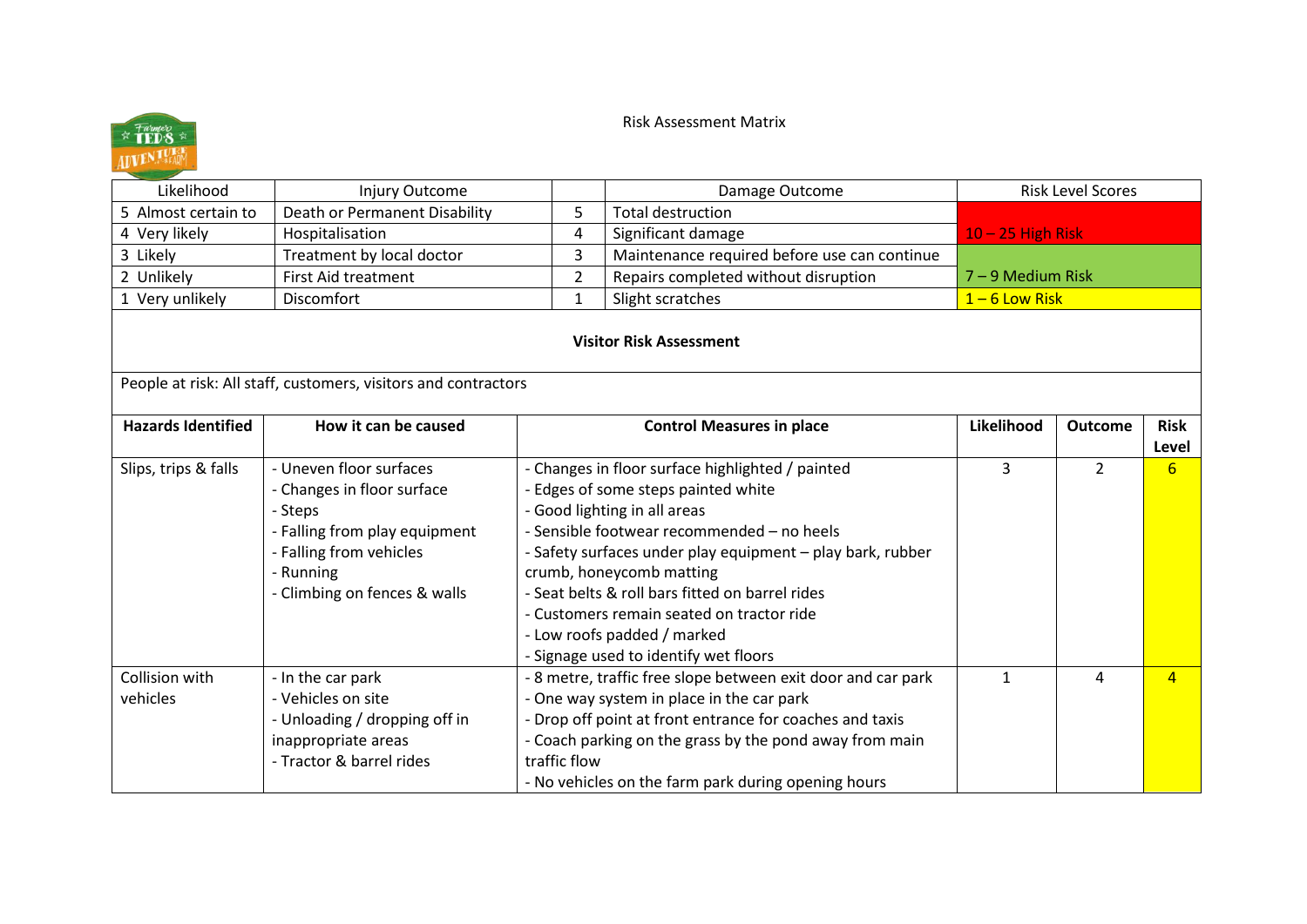Risk Assessment Matrix

| Likelihood | Injury Outcome | | Damage Outcome | Risk Level Scores |
|---|---|---|---|---|
| 5 Almost certain to | Death or Permanent Disability | 5 | Total destruction | |
| 4 Very likely | Hospitalisation | 4 | Significant damage | 10 – 25 High Risk |
| 3 Likely | Treatment by local doctor | 3 | Maintenance required before use can continue | |
| 2 Unlikely | First Aid treatment | 2 | Repairs completed without disruption | 7 – 9 Medium Risk |
| 1 Very unlikely | Discomfort | 1 | Slight scratches | 1 – 6 Low Risk |

**Visitor Risk Assessment**

People at risk: All staff, customers, visitors and contractors

| **Hazards Identified** | **How it can be caused** | **Control Measures in place** | **Likelihood** | **Outcome** | **Risk Level** |
|---|---|---|---|---|---|
| Slips, trips & falls | - Uneven floor surfaces<br>- Changes in floor surface<br>- Steps<br>- Falling from play equipment<br>- Falling from vehicles<br>- Running<br>- Climbing on fences & walls | - Changes in floor surface highlighted / painted<br>- Edges of some steps painted white<br>- Good lighting in all areas<br>- Sensible footwear recommended – no heels<br>- Safety surfaces under play equipment – play bark, rubber crumb, honeycomb matting<br>- Seat belts & roll bars fitted on barrel rides<br>- Customers remain seated on tractor ride<br>- Low roofs padded / marked<br>- Signage used to identify wet floors | 3 | 2 | 6 |
| Collision with vehicles | - In the car park<br>- Vehicles on site<br>- Unloading / dropping off in inappropriate areas<br>- Tractor & barrel rides | - 8 metre, traffic free slope between exit door and car park<br>- One way system in place in the car park<br>- Drop off point at front entrance for coaches and taxis<br>- Coach parking on the grass by the pond away from main traffic flow<br>- No vehicles on the farm park during opening hours | 1 | 4 | 4 |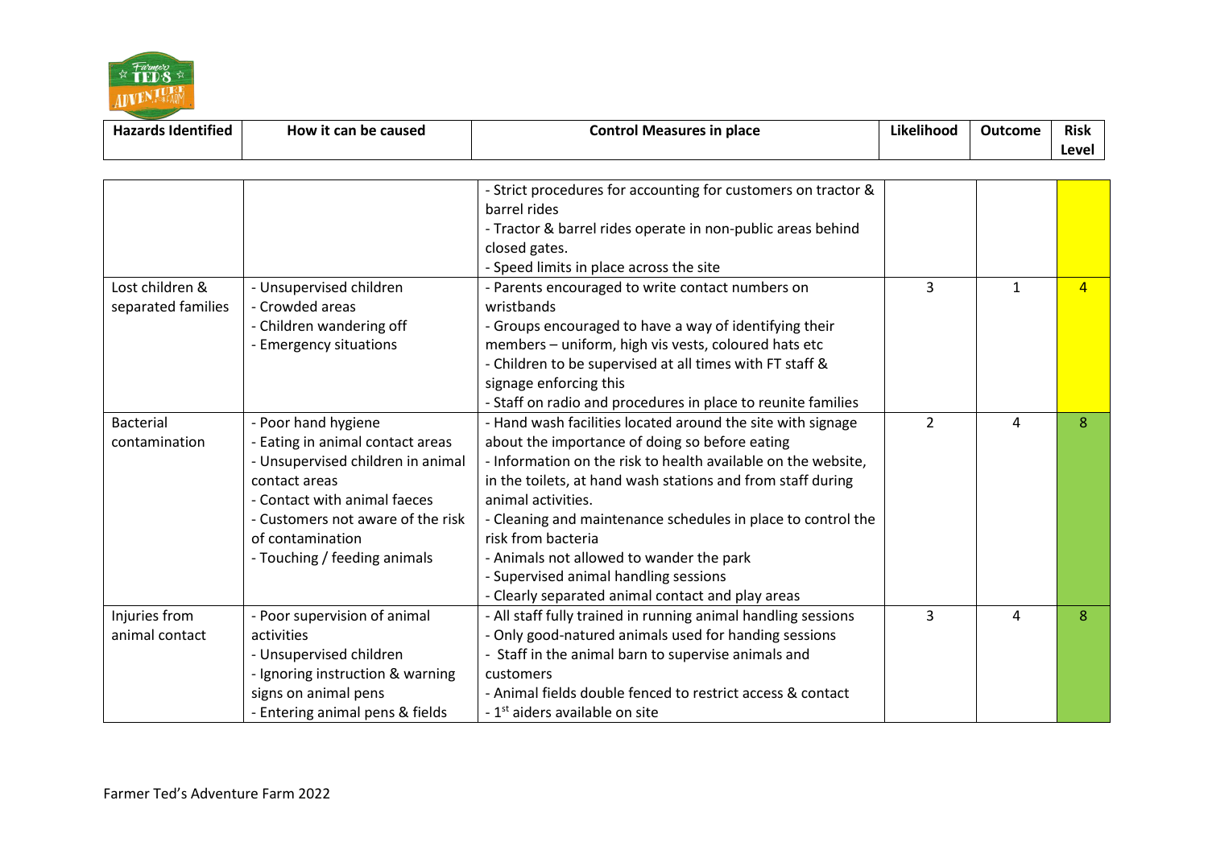| Hazards Identified | How it can be caused | Control Measures in place | Likelihood | Outcome | Risk Level |
|---|---|---|---|---|---|
| | | - Strict procedures for accounting for customers on tractor & barrel rides<br>- Tractor & barrel rides operate in non-public areas behind closed gates.<br>- Speed limits in place across the site | | | |
| Lost children & separated families | - Unsupervised children<br>- Crowded areas<br>- Children wandering off<br>- Emergency situations | - Parents encouraged to write contact numbers on wristbands<br>- Groups encouraged to have a way of identifying their members – uniform, high vis vests, coloured hats etc<br>- Children to be supervised at all times with FT staff & signage enforcing this<br>- Staff on radio and procedures in place to reunite families | 3 | 1 | 4 |
| Bacterial contamination | - Poor hand hygiene<br>- Eating in animal contact areas<br>- Unsupervised children in animal contact areas<br>- Contact with animal faeces<br>- Customers not aware of the risk of contamination<br>- Touching / feeding animals | - Hand wash facilities located around the site with signage about the importance of doing so before eating<br>- Information on the risk to health available on the website, in the toilets, at hand wash stations and from staff during animal activities.<br>- Cleaning and maintenance schedules in place to control the risk from bacteria<br>- Animals not allowed to wander the park<br>- Supervised animal handling sessions<br>- Clearly separated animal contact and play areas | 2 | 4 | 8 |
| Injuries from animal contact | - Poor supervision of animal activities<br>- Unsupervised children<br>- Ignoring instruction & warning signs on animal pens<br>- Entering animal pens & fields | - All staff fully trained in running animal handling sessions<br>- Only good-natured animals used for handing sessions<br>- Staff in the animal barn to supervise animals and customers<br>- Animal fields double fenced to restrict access & contact<br>- 1st aiders available on site | 3 | 4 | 8 |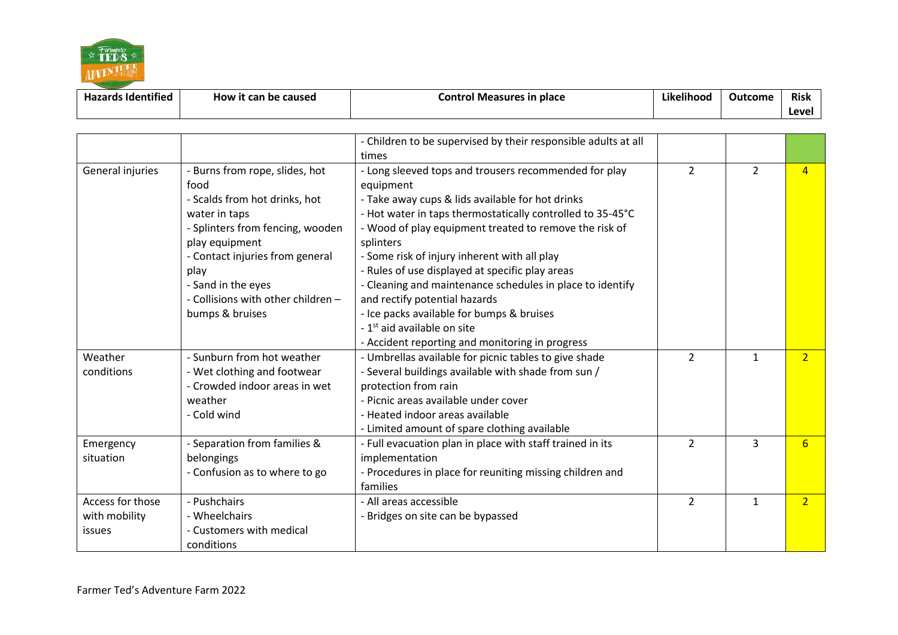| Hazards Identified | How it can be caused | Control Measures in place | Likelihood | Outcome | Risk Level |
|---|---|---|---|---|---|
| | | - Children to be supervised by their responsible adults at all times | | | |
| General injuries | - Burns from rope, slides, hot food<br>- Scalds from hot drinks, hot water in taps<br>- Splinters from fencing, wooden play equipment<br>- Contact injuries from general play<br>- Sand in the eyes<br>- Collisions with other children – bumps & bruises | - Long sleeved tops and trousers recommended for play equipment<br>- Take away cups & lids available for hot drinks<br>- Hot water in taps thermostatically controlled to 35-45°C<br>- Wood of play equipment treated to remove the risk of splinters<br>- Some risk of injury inherent with all play<br>- Rules of use displayed at specific play areas<br>- Cleaning and maintenance schedules in place to identify and rectify potential hazards<br>- Ice packs available for bumps & bruises<br>- 1st aid available on site<br>- Accident reporting and monitoring in progress | 2 | 2 | 4 |
| Weather conditions | - Sunburn from hot weather<br>- Wet clothing and footwear<br>- Crowded indoor areas in wet weather<br>- Cold wind | - Umbrellas available for picnic tables to give shade<br>- Several buildings available with shade from sun / protection from rain<br>- Picnic areas available under cover<br>- Heated indoor areas available<br>- Limited amount of spare clothing available | 2 | 1 | 2 |
| Emergency situation | - Separation from families & belongings<br>- Confusion as to where to go | - Full evacuation plan in place with staff trained in its implementation<br>- Procedures in place for reuniting missing children and families | 2 | 3 | 6 |
| Access for those with mobility issues | - Pushchairs<br>- Wheelchairs<br>- Customers with medical conditions | - All areas accessible<br>- Bridges on site can be bypassed | 2 | 1 | 2 |

Farmer Ted's Adventure Farm 2022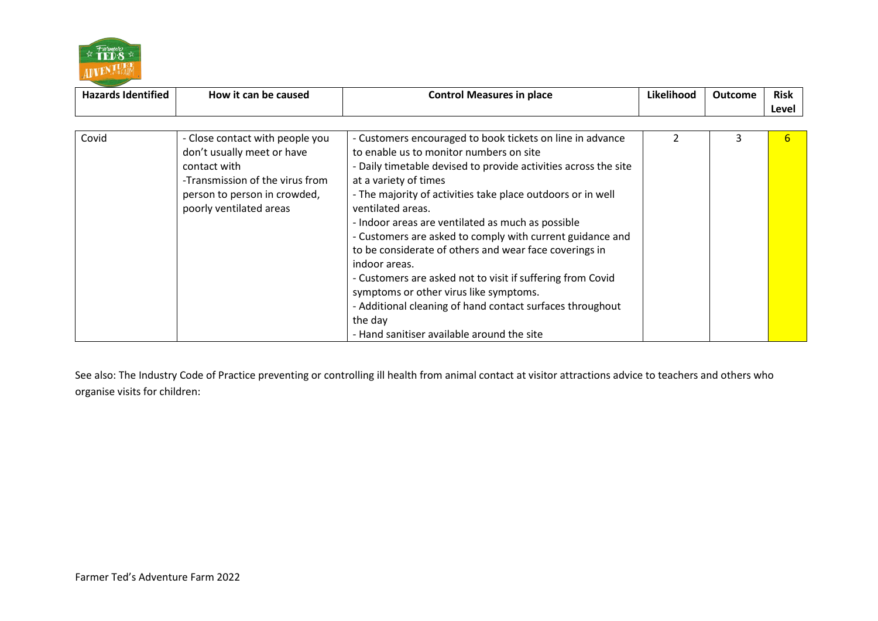| Hazards Identified | How it can be caused | Control Measures in place | Likelihood | Outcome | Risk Level |
|---|---|---|---|---|---|
| Covid | - Close contact with people you don't usually meet or have contact with<br>-Transmission of the virus from person to person in crowded, poorly ventilated areas | - Customers encouraged to book tickets on line in advance to enable us to monitor numbers on site<br>- Daily timetable devised to provide activities across the site at a variety of times<br>- The majority of activities take place outdoors or in well ventilated areas.<br>- Indoor areas are ventilated as much as possible<br>- Customers are asked to comply with current guidance and to be considerate of others and wear face coverings in indoor areas.<br>- Customers are asked not to visit if suffering from Covid symptoms or other virus like symptoms.<br>- Additional cleaning of hand contact surfaces throughout the day<br>- Hand sanitiser available around the site | 2 | 3 | 6 |

See also: The Industry Code of Practice preventing or controlling ill health from animal contact at visitor attractions advice to teachers and others who organise visits for children: